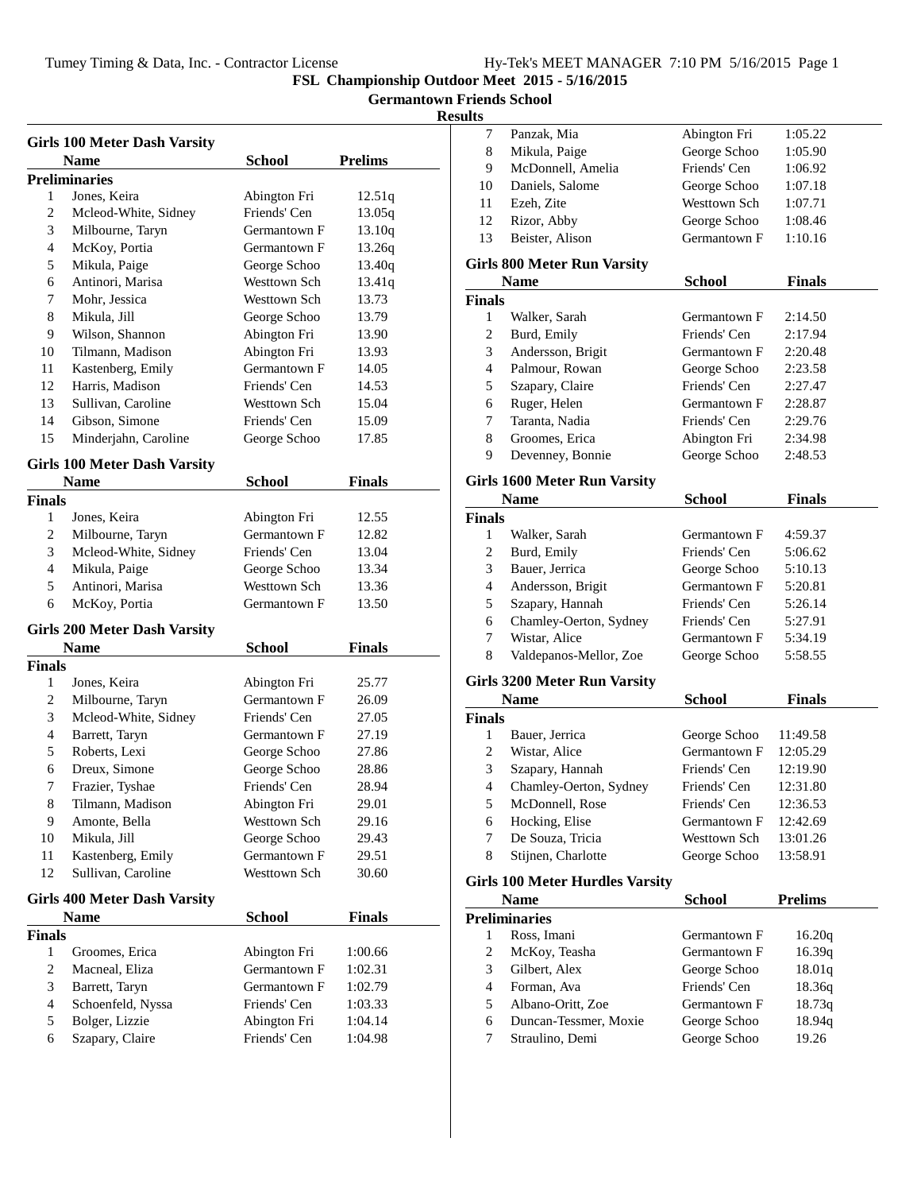Tumey Timing & Data, Inc. - Contractor License

Hy-Tek's MEET MANAGER 7:10 PM 5/16/2015

# FSL Championship Outdoor Meet 2015 - 5/16/2015

## Germantown Friends School

## Results

### Girls 100 Meter Dash Varsity

| | Name | School | Prelims |
|---|---|---|---|
| **Preliminaries** | | | |
| 1 | Jones, Keira | Abington Fri | 12.51q |
| 2 | Mcleod-White, Sidney | Friends' Cen | 13.05q |
| 3 | Milbourne, Taryn | Germantown F | 13.10q |
| 4 | McKoy, Portia | Germantown F | 13.26q |
| 5 | Mikula, Paige | George Schoo | 13.40q |
| 6 | Antinori, Marisa | Westtown Sch | 13.41q |
| 7 | Mohr, Jessica | Westtown Sch | 13.73 |
| 8 | Mikula, Jill | George Schoo | 13.79 |
| 9 | Wilson, Shannon | Abington Fri | 13.90 |
| 10 | Tilmann, Madison | Abington Fri | 13.93 |
| 11 | Kastenberg, Emily | Germantown F | 14.05 |
| 12 | Harris, Madison | Friends' Cen | 14.53 |
| 13 | Sullivan, Caroline | Westtown Sch | 15.04 |
| 14 | Gibson, Simone | Friends' Cen | 15.09 |
| 15 | Minderjahn, Caroline | George Schoo | 17.85 |

### Girls 100 Meter Dash Varsity

| | Name | School | Finals |
|---|---|---|---|
| **Finals** | | | |
| 1 | Jones, Keira | Abington Fri | 12.55 |
| 2 | Milbourne, Taryn | Germantown F | 12.82 |
| 3 | Mcleod-White, Sidney | Friends' Cen | 13.04 |
| 4 | Mikula, Paige | George Schoo | 13.34 |
| 5 | Antinori, Marisa | Westtown Sch | 13.36 |
| 6 | McKoy, Portia | Germantown F | 13.50 |

### Girls 200 Meter Dash Varsity

| | Name | School | Finals |
|---|---|---|---|
| **Finals** | | | |
| 1 | Jones, Keira | Abington Fri | 25.77 |
| 2 | Milbourne, Taryn | Germantown F | 26.09 |
| 3 | Mcleod-White, Sidney | Friends' Cen | 27.05 |
| 4 | Barrett, Taryn | Germantown F | 27.19 |
| 5 | Roberts, Lexi | George Schoo | 27.86 |
| 6 | Dreux, Simone | George Schoo | 28.86 |
| 7 | Frazier, Tyshae | Friends' Cen | 28.94 |
| 8 | Tilmann, Madison | Abington Fri | 29.01 |
| 9 | Amonte, Bella | Westtown Sch | 29.16 |
| 10 | Mikula, Jill | George Schoo | 29.43 |
| 11 | Kastenberg, Emily | Germantown F | 29.51 |
| 12 | Sullivan, Caroline | Westtown Sch | 30.60 |

### Girls 400 Meter Dash Varsity

| | Name | School | Finals |
|---|---|---|---|
| **Finals** | | | |
| 1 | Groomes, Erica | Abington Fri | 1:00.66 |
| 2 | Macneal, Eliza | Germantown F | 1:02.31 |
| 3 | Barrett, Taryn | Germantown F | 1:02.79 |
| 4 | Schoenfeld, Nyssa | Friends' Cen | 1:03.33 |
| 5 | Bolger, Lizzie | Abington Fri | 1:04.14 |
| 6 | Szapary, Claire | Friends' Cen | 1:04.98 |
| 7 | Panzak, Mia | Abington Fri | 1:05.22 |
| 8 | Mikula, Paige | George Schoo | 1:05.90 |
| 9 | McDonnell, Amelia | Friends' Cen | 1:06.92 |
| 10 | Daniels, Salome | George Schoo | 1:07.18 |
| 11 | Ezeh, Zite | Westtown Sch | 1:07.71 |
| 12 | Rizor, Abby | George Schoo | 1:08.46 |
| 13 | Beister, Alison | Germantown F | 1:10.16 |

### Girls 800 Meter Run Varsity

| | Name | School | Finals |
|---|---|---|---|
| **Finals** | | | |
| 1 | Walker, Sarah | Germantown F | 2:14.50 |
| 2 | Burd, Emily | Friends' Cen | 2:17.94 |
| 3 | Andersson, Brigit | Germantown F | 2:20.48 |
| 4 | Palmour, Rowan | George Schoo | 2:23.58 |
| 5 | Szapary, Claire | Friends' Cen | 2:27.47 |
| 6 | Ruger, Helen | Germantown F | 2:28.87 |
| 7 | Taranta, Nadia | Friends' Cen | 2:29.76 |
| 8 | Groomes, Erica | Abington Fri | 2:34.98 |
| 9 | Devenney, Bonnie | George Schoo | 2:48.53 |

### Girls 1600 Meter Run Varsity

| | Name | School | Finals |
|---|---|---|---|
| **Finals** | | | |
| 1 | Walker, Sarah | Germantown F | 4:59.37 |
| 2 | Burd, Emily | Friends' Cen | 5:06.62 |
| 3 | Bauer, Jerrica | George Schoo | 5:10.13 |
| 4 | Andersson, Brigit | Germantown F | 5:20.81 |
| 5 | Szapary, Hannah | Friends' Cen | 5:26.14 |
| 6 | Chamley-Oerton, Sydney | Friends' Cen | 5:27.91 |
| 7 | Wistar, Alice | Germantown F | 5:34.19 |
| 8 | Valdepanos-Mellor, Zoe | George Schoo | 5:58.55 |

### Girls 3200 Meter Run Varsity

| | Name | School | Finals |
|---|---|---|---|
| **Finals** | | | |
| 1 | Bauer, Jerrica | George Schoo | 11:49.58 |
| 2 | Wistar, Alice | Germantown F | 12:05.29 |
| 3 | Szapary, Hannah | Friends' Cen | 12:19.90 |
| 4 | Chamley-Oerton, Sydney | Friends' Cen | 12:31.80 |
| 5 | McDonnell, Rose | Friends' Cen | 12:36.53 |
| 6 | Hocking, Elise | Germantown F | 12:42.69 |
| 7 | De Souza, Tricia | Westtown Sch | 13:01.26 |
| 8 | Stijnen, Charlotte | George Schoo | 13:58.91 |

### Girls 100 Meter Hurdles Varsity

| | Name | School | Prelims |
|---|---|---|---|
| **Preliminaries** | | | |
| 1 | Ross, Imani | Germantown F | 16.20q |
| 2 | McKoy, Teasha | Germantown F | 16.39q |
| 3 | Gilbert, Alex | George Schoo | 18.01q |
| 4 | Forman, Ava | Friends' Cen | 18.36q |
| 5 | Albano-Oritt, Zoe | Germantown F | 18.73q |
| 6 | Duncan-Tessmer, Moxie | George Schoo | 18.94q |
| 7 | Straulino, Demi | George Schoo | 19.26 |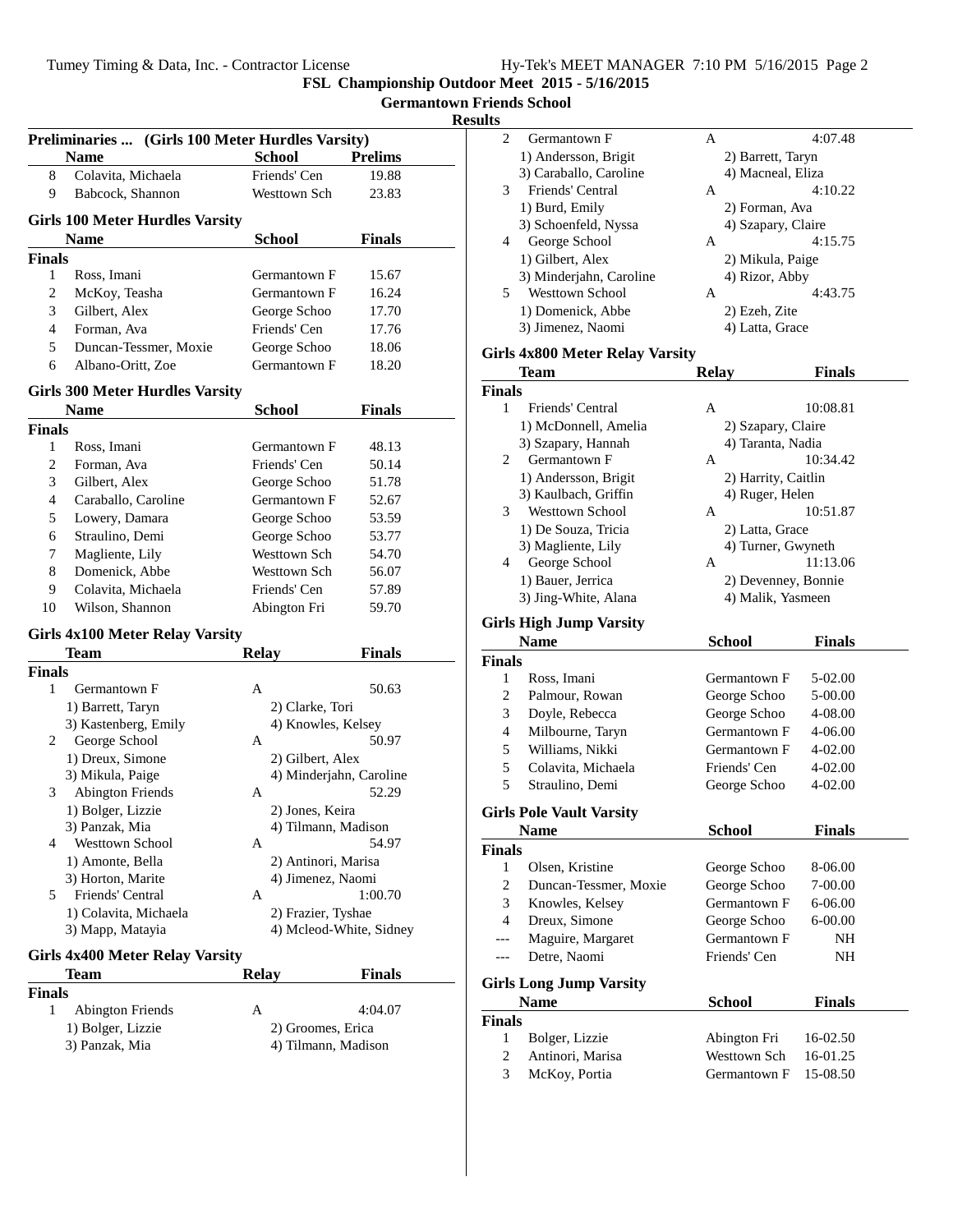**FSL Championship Outdoor Meet 2015 - 5/16/2015**

**Germantown Friends School**

**Results**

### Preliminaries ... (Girls 100 Meter Hurdles Varsity)

| | Name | School | Prelims |
|---|---|---|---|
| 8 | Colavita, Michaela | Friends' Cen | 19.88 |
| 9 | Babcock, Shannon | Westtown Sch | 23.83 |

### Girls 100 Meter Hurdles Varsity

| | Name | School | Finals |
|---|---|---|---|
| **Finals** | | | |
| 1 | Ross, Imani | Germantown F | 15.67 |
| 2 | McKoy, Teasha | Germantown F | 16.24 |
| 3 | Gilbert, Alex | George Schoo | 17.70 |
| 4 | Forman, Ava | Friends' Cen | 17.76 |
| 5 | Duncan-Tessmer, Moxie | George Schoo | 18.06 |
| 6 | Albano-Oritt, Zoe | Germantown F | 18.20 |

### Girls 300 Meter Hurdles Varsity

| | Name | School | Finals |
|---|---|---|---|
| **Finals** | | | |
| 1 | Ross, Imani | Germantown F | 48.13 |
| 2 | Forman, Ava | Friends' Cen | 50.14 |
| 3 | Gilbert, Alex | George Schoo | 51.78 |
| 4 | Caraballo, Caroline | Germantown F | 52.67 |
| 5 | Lowery, Damara | George Schoo | 53.59 |
| 6 | Straulino, Demi | George Schoo | 53.77 |
| 7 | Magliente, Lily | Westtown Sch | 54.70 |
| 8 | Domenick, Abbe | Westtown Sch | 56.07 |
| 9 | Colavita, Michaela | Friends' Cen | 57.89 |
| 10 | Wilson, Shannon | Abington Fri | 59.70 |

### Girls 4x100 Meter Relay Varsity

| | Team | Relay | Finals |
|---|---|---|---|
| **Finals** | | | |
| 1 | Germantown F | A | 50.63 |
| | 1) Barrett, Taryn | 2) Clarke, Tori | |
| | 3) Kastenberg, Emily | 4) Knowles, Kelsey | |
| 2 | George School | A | 50.97 |
| | 1) Dreux, Simone | 2) Gilbert, Alex | |
| | 3) Mikula, Paige | 4) Minderjahn, Caroline | |
| 3 | Abington Friends | A | 52.29 |
| | 1) Bolger, Lizzie | 2) Jones, Keira | |
| | 3) Panzak, Mia | 4) Tilmann, Madison | |
| 4 | Westtown School | A | 54.97 |
| | 1) Amonte, Bella | 2) Antinori, Marisa | |
| | 3) Horton, Marite | 4) Jimenez, Naomi | |
| 5 | Friends' Central | A | 1:00.70 |
| | 1) Colavita, Michaela | 2) Frazier, Tyshae | |
| | 3) Mapp, Matayia | 4) Mcleod-White, Sidney | |

### Girls 4x400 Meter Relay Varsity

| | Team | Relay | Finals |
|---|---|---|---|
| **Finals** | | | |
| 1 | Abington Friends | A | 4:04.07 |
| | 1) Bolger, Lizzie | 2) Groomes, Erica | |
| | 3) Panzak, Mia | 4) Tilmann, Madison | |
| 2 | Germantown F | A | 4:07.48 |
| | 1) Andersson, Brigit | 2) Barrett, Taryn | |
| | 3) Caraballo, Caroline | 4) Macneal, Eliza | |
| 3 | Friends' Central | A | 4:10.22 |
| | 1) Burd, Emily | 2) Forman, Ava | |
| | 3) Schoenfeld, Nyssa | 4) Szapary, Claire | |
| 4 | George School | A | 4:15.75 |
| | 1) Gilbert, Alex | 2) Mikula, Paige | |
| | 3) Minderjahn, Caroline | 4) Rizor, Abby | |
| 5 | Westtown School | A | 4:43.75 |
| | 1) Domenick, Abbe | 2) Ezeh, Zite | |
| | 3) Jimenez, Naomi | 4) Latta, Grace | |

### Girls 4x800 Meter Relay Varsity

| | Team | Relay | Finals |
|---|---|---|---|
| **Finals** | | | |
| 1 | Friends' Central | A | 10:08.81 |
| | 1) McDonnell, Amelia | 2) Szapary, Claire | |
| | 3) Szapary, Hannah | 4) Taranta, Nadia | |
| 2 | Germantown F | A | 10:34.42 |
| | 1) Andersson, Brigit | 2) Harrity, Caitlin | |
| | 3) Kaulbach, Griffin | 4) Ruger, Helen | |
| 3 | Westtown School | A | 10:51.87 |
| | 1) De Souza, Tricia | 2) Latta, Grace | |
| | 3) Magliente, Lily | 4) Turner, Gwyneth | |
| 4 | George School | A | 11:13.06 |
| | 1) Bauer, Jerrica | 2) Devenney, Bonnie | |
| | 3) Jing-White, Alana | 4) Malik, Yasmeen | |

### Girls High Jump Varsity

| | Name | School | Finals |
|---|---|---|---|
| **Finals** | | | |
| 1 | Ross, Imani | Germantown F | 5-02.00 |
| 2 | Palmour, Rowan | George Schoo | 5-00.00 |
| 3 | Doyle, Rebecca | George Schoo | 4-08.00 |
| 4 | Milbourne, Taryn | Germantown F | 4-06.00 |
| 5 | Williams, Nikki | Germantown F | 4-02.00 |
| 5 | Colavita, Michaela | Friends' Cen | 4-02.00 |
| 5 | Straulino, Demi | George Schoo | 4-02.00 |

### Girls Pole Vault Varsity

| | Name | School | Finals |
|---|---|---|---|
| **Finals** | | | |
| 1 | Olsen, Kristine | George Schoo | 8-06.00 |
| 2 | Duncan-Tessmer, Moxie | George Schoo | 7-00.00 |
| 3 | Knowles, Kelsey | Germantown F | 6-06.00 |
| 4 | Dreux, Simone | George Schoo | 6-00.00 |
| --- | Maguire, Margaret | Germantown F | NH |
| --- | Detre, Naomi | Friends' Cen | NH |

### Girls Long Jump Varsity

| | Name | School | Finals |
|---|---|---|---|
| **Finals** | | | |
| 1 | Bolger, Lizzie | Abington Fri | 16-02.50 |
| 2 | Antinori, Marisa | Westtown Sch | 16-01.25 |
| 3 | McKoy, Portia | Germantown F | 15-08.50 |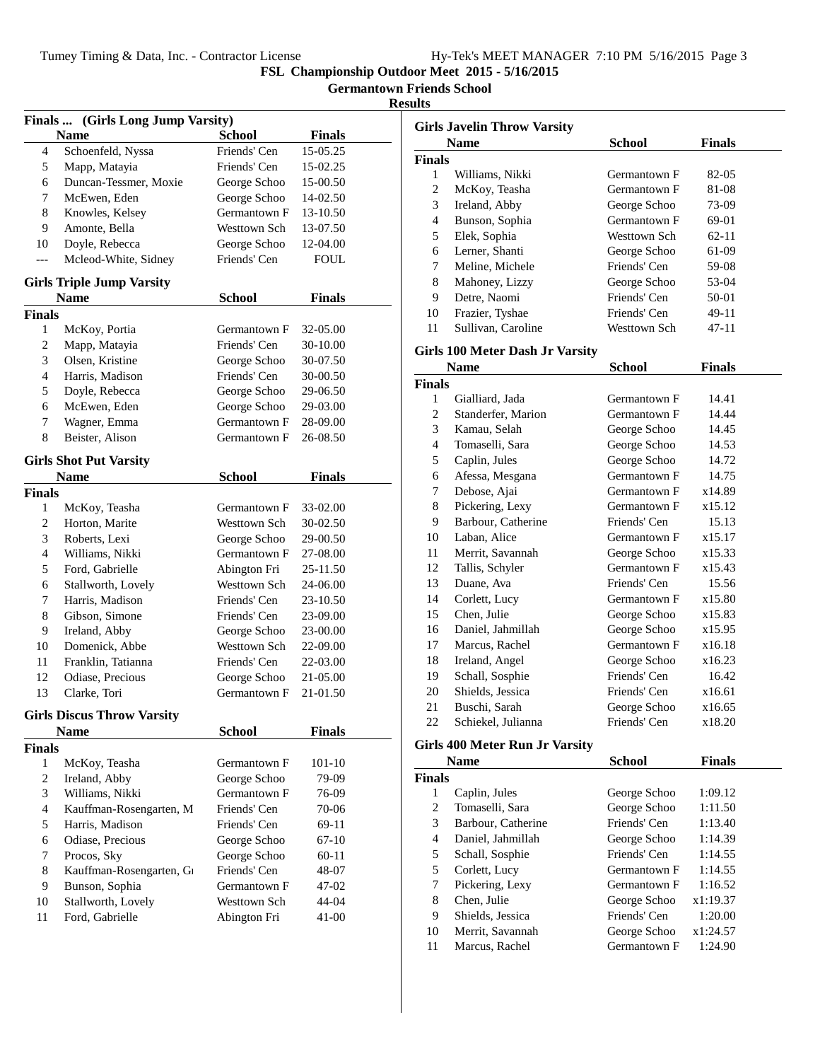FSL Championship Outdoor Meet 2015 - 5/16/2015
Germantown Friends School
Results

### Finals ... (Girls Long Jump Varsity)

| | Name | School | Finals |
|---|---|---|---|
| 4 | Schoenfeld, Nyssa | Friends' Cen | 15-05.25 |
| 5 | Mapp, Matayia | Friends' Cen | 15-02.25 |
| 6 | Duncan-Tessmer, Moxie | George Schoo | 15-00.50 |
| 7 | McEwen, Eden | George Schoo | 14-02.50 |
| 8 | Knowles, Kelsey | Germantown F | 13-10.50 |
| 9 | Amonte, Bella | Westtown Sch | 13-07.50 |
| 10 | Doyle, Rebecca | George Schoo | 12-04.00 |
| --- | Mcleod-White, Sidney | Friends' Cen | FOUL |

### Girls Triple Jump Varsity

| | Name | School | Finals |
|---|---|---|---|
| **Finals** | | | |
| 1 | McKoy, Portia | Germantown F | 32-05.00 |
| 2 | Mapp, Matayia | Friends' Cen | 30-10.00 |
| 3 | Olsen, Kristine | George Schoo | 30-07.50 |
| 4 | Harris, Madison | Friends' Cen | 30-00.50 |
| 5 | Doyle, Rebecca | George Schoo | 29-06.50 |
| 6 | McEwen, Eden | George Schoo | 29-03.00 |
| 7 | Wagner, Emma | Germantown F | 28-09.00 |
| 8 | Beister, Alison | Germantown F | 26-08.50 |

### Girls Shot Put Varsity

| | Name | School | Finals |
|---|---|---|---|
| **Finals** | | | |
| 1 | McKoy, Teasha | Germantown F | 33-02.00 |
| 2 | Horton, Marite | Westtown Sch | 30-02.50 |
| 3 | Roberts, Lexi | George Schoo | 29-00.50 |
| 4 | Williams, Nikki | Germantown F | 27-08.00 |
| 5 | Ford, Gabrielle | Abington Fri | 25-11.50 |
| 6 | Stallworth, Lovely | Westtown Sch | 24-06.00 |
| 7 | Harris, Madison | Friends' Cen | 23-10.50 |
| 8 | Gibson, Simone | Friends' Cen | 23-09.00 |
| 9 | Ireland, Abby | George Schoo | 23-00.00 |
| 10 | Domenick, Abbe | Westtown Sch | 22-09.00 |
| 11 | Franklin, Tatianna | Friends' Cen | 22-03.00 |
| 12 | Odiase, Precious | George Schoo | 21-05.00 |
| 13 | Clarke, Tori | Germantown F | 21-01.50 |

### Girls Discus Throw Varsity

| | Name | School | Finals |
|---|---|---|---|
| **Finals** | | | |
| 1 | McKoy, Teasha | Germantown F | 101-10 |
| 2 | Ireland, Abby | George Schoo | 79-09 |
| 3 | Williams, Nikki | Germantown F | 76-09 |
| 4 | Kauffman-Rosengarten, M | Friends' Cen | 70-06 |
| 5 | Harris, Madison | Friends' Cen | 69-11 |
| 6 | Odiase, Precious | George Schoo | 67-10 |
| 7 | Procos, Sky | George Schoo | 60-11 |
| 8 | Kauffman-Rosengarten, Gı | Friends' Cen | 48-07 |
| 9 | Bunson, Sophia | Germantown F | 47-02 |
| 10 | Stallworth, Lovely | Westtown Sch | 44-04 |
| 11 | Ford, Gabrielle | Abington Fri | 41-00 |

### Girls Javelin Throw Varsity

| | Name | School | Finals |
|---|---|---|---|
| **Finals** | | | |
| 1 | Williams, Nikki | Germantown F | 82-05 |
| 2 | McKoy, Teasha | Germantown F | 81-08 |
| 3 | Ireland, Abby | George Schoo | 73-09 |
| 4 | Bunson, Sophia | Germantown F | 69-01 |
| 5 | Elek, Sophia | Westtown Sch | 62-11 |
| 6 | Lerner, Shanti | George Schoo | 61-09 |
| 7 | Meline, Michele | Friends' Cen | 59-08 |
| 8 | Mahoney, Lizzy | George Schoo | 53-04 |
| 9 | Detre, Naomi | Friends' Cen | 50-01 |
| 10 | Frazier, Tyshae | Friends' Cen | 49-11 |
| 11 | Sullivan, Caroline | Westtown Sch | 47-11 |

### Girls 100 Meter Dash Jr Varsity

| | Name | School | Finals |
|---|---|---|---|
| **Finals** | | | |
| 1 | Gialliard, Jada | Germantown F | 14.41 |
| 2 | Standerfer, Marion | Germantown F | 14.44 |
| 3 | Kamau, Selah | George Schoo | 14.45 |
| 4 | Tomaselli, Sara | George Schoo | 14.53 |
| 5 | Caplin, Jules | George Schoo | 14.72 |
| 6 | Afessa, Mesgana | Germantown F | 14.75 |
| 7 | Debose, Ajai | Germantown F | x14.89 |
| 8 | Pickering, Lexy | Germantown F | x15.12 |
| 9 | Barbour, Catherine | Friends' Cen | 15.13 |
| 10 | Laban, Alice | Germantown F | x15.17 |
| 11 | Merrit, Savannah | George Schoo | x15.33 |
| 12 | Tallis, Schyler | Germantown F | x15.43 |
| 13 | Duane, Ava | Friends' Cen | 15.56 |
| 14 | Corlett, Lucy | Germantown F | x15.80 |
| 15 | Chen, Julie | George Schoo | x15.83 |
| 16 | Daniel, Jahmillah | George Schoo | x15.95 |
| 17 | Marcus, Rachel | Germantown F | x16.18 |
| 18 | Ireland, Angel | George Schoo | x16.23 |
| 19 | Schall, Sosphie | Friends' Cen | 16.42 |
| 20 | Shields, Jessica | Friends' Cen | x16.61 |
| 21 | Buschi, Sarah | George Schoo | x16.65 |
| 22 | Schiekel, Julianna | Friends' Cen | x18.20 |

### Girls 400 Meter Run Jr Varsity

| | Name | School | Finals |
|---|---|---|---|
| **Finals** | | | |
| 1 | Caplin, Jules | George Schoo | 1:09.12 |
| 2 | Tomaselli, Sara | George Schoo | 1:11.50 |
| 3 | Barbour, Catherine | Friends' Cen | 1:13.40 |
| 4 | Daniel, Jahmillah | George Schoo | 1:14.39 |
| 5 | Schall, Sosphie | Friends' Cen | 1:14.55 |
| 5 | Corlett, Lucy | Germantown F | 1:14.55 |
| 7 | Pickering, Lexy | Germantown F | 1:16.52 |
| 8 | Chen, Julie | George Schoo | x1:19.37 |
| 9 | Shields, Jessica | Friends' Cen | 1:20.00 |
| 10 | Merrit, Savannah | George Schoo | x1:24.57 |
| 11 | Marcus, Rachel | Germantown F | 1:24.90 |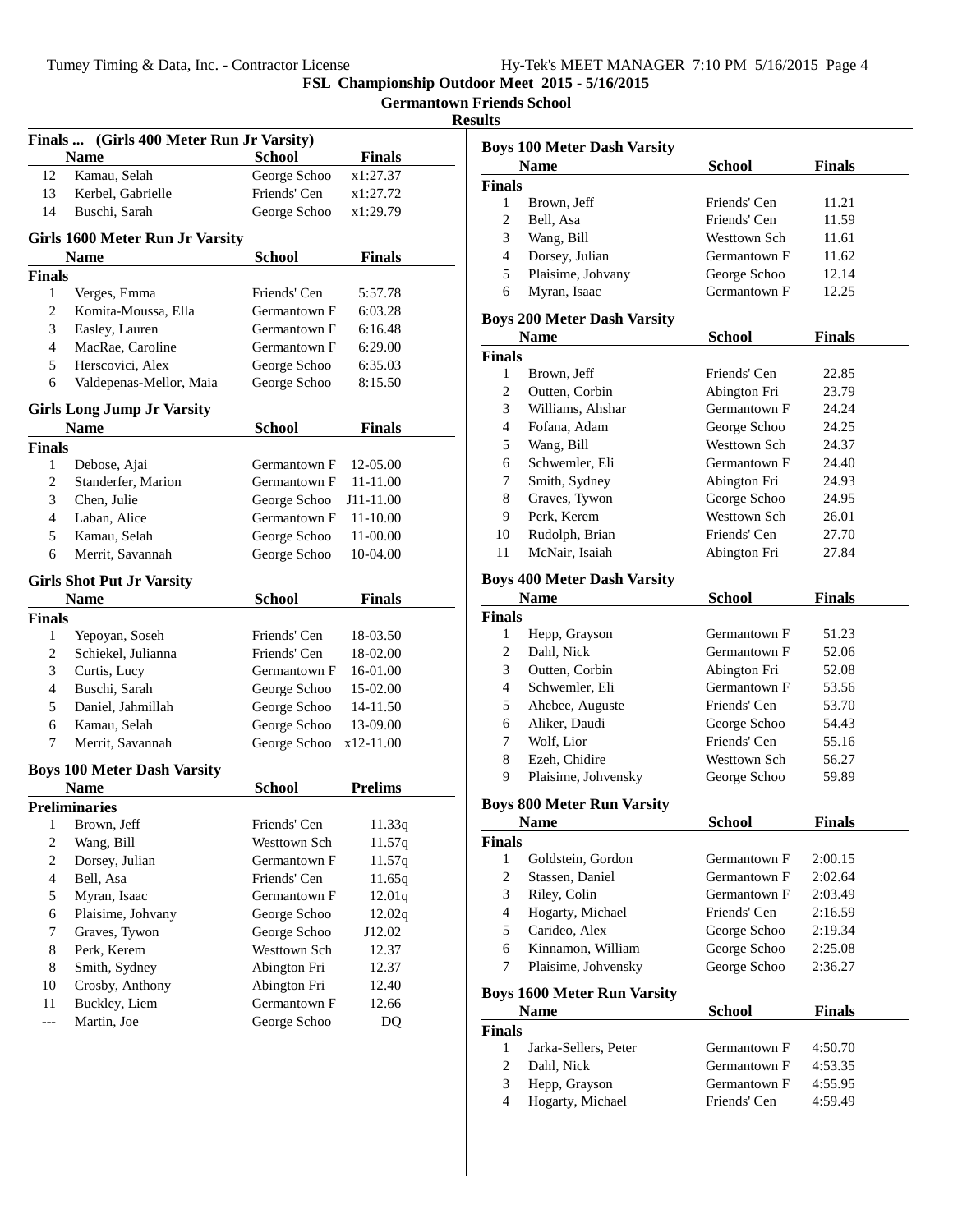FSL Championship Outdoor Meet 2015 - 5/16/2015

Germantown Friends School

Results

### Finals ... (Girls 400 Meter Run Jr Varsity)

| | Name | School | Finals |
|---|---|---|---|
| 12 | Kamau, Selah | George Schoo | x1:27.37 |
| 13 | Kerbel, Gabrielle | Friends' Cen | x1:27.72 |
| 14 | Buschi, Sarah | George Schoo | x1:29.79 |

### Girls 1600 Meter Run Jr Varsity

| | Name | School | Finals |
|---|---|---|---|
| **Finals** | | | |
| 1 | Verges, Emma | Friends' Cen | 5:57.78 |
| 2 | Komita-Moussa, Ella | Germantown F | 6:03.28 |
| 3 | Easley, Lauren | Germantown F | 6:16.48 |
| 4 | MacRae, Caroline | Germantown F | 6:29.00 |
| 5 | Herscovici, Alex | George Schoo | 6:35.03 |
| 6 | Valdepenas-Mellor, Maia | George Schoo | 8:15.50 |

### Girls Long Jump Jr Varsity

| | Name | School | Finals |
|---|---|---|---|
| **Finals** | | | |
| 1 | Debose, Ajai | Germantown F | 12-05.00 |
| 2 | Standerfer, Marion | Germantown F | 11-11.00 |
| 3 | Chen, Julie | George Schoo | J11-11.00 |
| 4 | Laban, Alice | Germantown F | 11-10.00 |
| 5 | Kamau, Selah | George Schoo | 11-00.00 |
| 6 | Merrit, Savannah | George Schoo | 10-04.00 |

### Girls Shot Put Jr Varsity

| | Name | School | Finals |
|---|---|---|---|
| **Finals** | | | |
| 1 | Yepoyan, Soseh | Friends' Cen | 18-03.50 |
| 2 | Schiekel, Julianna | Friends' Cen | 18-02.00 |
| 3 | Curtis, Lucy | Germantown F | 16-01.00 |
| 4 | Buschi, Sarah | George Schoo | 15-02.00 |
| 5 | Daniel, Jahmillah | George Schoo | 14-11.50 |
| 6 | Kamau, Selah | George Schoo | 13-09.00 |
| 7 | Merrit, Savannah | George Schoo | x12-11.00 |

### Boys 100 Meter Dash Varsity

| | Name | School | Prelims |
|---|---|---|---|
| **Preliminaries** | | | |
| 1 | Brown, Jeff | Friends' Cen | 11.33q |
| 2 | Wang, Bill | Westtown Sch | 11.57q |
| 2 | Dorsey, Julian | Germantown F | 11.57q |
| 4 | Bell, Asa | Friends' Cen | 11.65q |
| 5 | Myran, Isaac | Germantown F | 12.01q |
| 6 | Plaisime, Johvany | George Schoo | 12.02q |
| 7 | Graves, Tywon | George Schoo | J12.02 |
| 8 | Perk, Kerem | Westtown Sch | 12.37 |
| 8 | Smith, Sydney | Abington Fri | 12.37 |
| 10 | Crosby, Anthony | Abington Fri | 12.40 |
| 11 | Buckley, Liem | Germantown F | 12.66 |
| --- | Martin, Joe | George Schoo | DQ |

### Boys 100 Meter Dash Varsity

| | Name | School | Finals |
|---|---|---|---|
| **Finals** | | | |
| 1 | Brown, Jeff | Friends' Cen | 11.21 |
| 2 | Bell, Asa | Friends' Cen | 11.59 |
| 3 | Wang, Bill | Westtown Sch | 11.61 |
| 4 | Dorsey, Julian | Germantown F | 11.62 |
| 5 | Plaisime, Johvany | George Schoo | 12.14 |
| 6 | Myran, Isaac | Germantown F | 12.25 |

### Boys 200 Meter Dash Varsity

| | Name | School | Finals |
|---|---|---|---|
| **Finals** | | | |
| 1 | Brown, Jeff | Friends' Cen | 22.85 |
| 2 | Outten, Corbin | Abington Fri | 23.79 |
| 3 | Williams, Ahshar | Germantown F | 24.24 |
| 4 | Fofana, Adam | George Schoo | 24.25 |
| 5 | Wang, Bill | Westtown Sch | 24.37 |
| 6 | Schwemler, Eli | Germantown F | 24.40 |
| 7 | Smith, Sydney | Abington Fri | 24.93 |
| 8 | Graves, Tywon | George Schoo | 24.95 |
| 9 | Perk, Kerem | Westtown Sch | 26.01 |
| 10 | Rudolph, Brian | Friends' Cen | 27.70 |
| 11 | McNair, Isaiah | Abington Fri | 27.84 |

### Boys 400 Meter Dash Varsity

| | Name | School | Finals |
|---|---|---|---|
| **Finals** | | | |
| 1 | Hepp, Grayson | Germantown F | 51.23 |
| 2 | Dahl, Nick | Germantown F | 52.06 |
| 3 | Outten, Corbin | Abington Fri | 52.08 |
| 4 | Schwemler, Eli | Germantown F | 53.56 |
| 5 | Ahebee, Auguste | Friends' Cen | 53.70 |
| 6 | Aliker, Daudi | George Schoo | 54.43 |
| 7 | Wolf, Lior | Friends' Cen | 55.16 |
| 8 | Ezeh, Chidire | Westtown Sch | 56.27 |
| 9 | Plaisime, Johvensky | George Schoo | 59.89 |

### Boys 800 Meter Run Varsity

| | Name | School | Finals |
|---|---|---|---|
| **Finals** | | | |
| 1 | Goldstein, Gordon | Germantown F | 2:00.15 |
| 2 | Stassen, Daniel | Germantown F | 2:02.64 |
| 3 | Riley, Colin | Germantown F | 2:03.49 |
| 4 | Hogarty, Michael | Friends' Cen | 2:16.59 |
| 5 | Carideo, Alex | George Schoo | 2:19.34 |
| 6 | Kinnamon, William | George Schoo | 2:25.08 |
| 7 | Plaisime, Johvensky | George Schoo | 2:36.27 |

### Boys 1600 Meter Run Varsity

| | Name | School | Finals |
|---|---|---|---|
| **Finals** | | | |
| 1 | Jarka-Sellers, Peter | Germantown F | 4:50.70 |
| 2 | Dahl, Nick | Germantown F | 4:53.35 |
| 3 | Hepp, Grayson | Germantown F | 4:55.95 |
| 4 | Hogarty, Michael | Friends' Cen | 4:59.49 |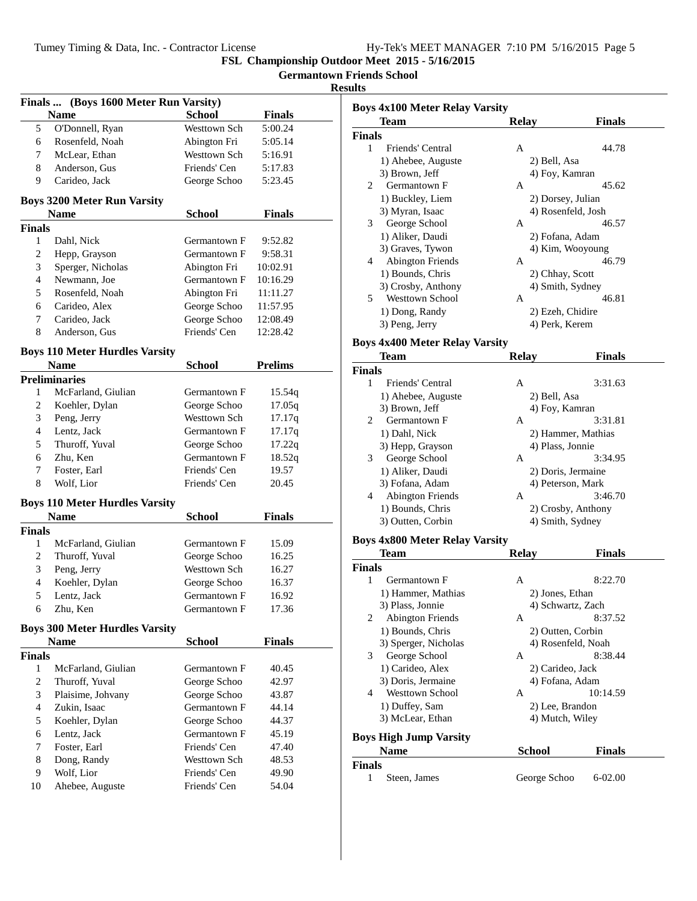# FSL Championship Outdoor Meet 2015 - 5/16/2015

## Germantown Friends School

### Results

**Finals ... (Boys 1600 Meter Run Varsity)**

| | Name | School | Finals |
|---|---|---|---|
| 5 | O'Donnell, Ryan | Westtown Sch | 5:00.24 |
| 6 | Rosenfeld, Noah | Abington Fri | 5:05.14 |
| 7 | McLear, Ethan | Westtown Sch | 5:16.91 |
| 8 | Anderson, Gus | Friends' Cen | 5:17.83 |
| 9 | Carideo, Jack | George Schoo | 5:23.45 |

**Boys 3200 Meter Run Varsity**

| | Name | School | Finals |
|---|---|---|---|
| **Finals** | | | |
| 1 | Dahl, Nick | Germantown F | 9:52.82 |
| 2 | Hepp, Grayson | Germantown F | 9:58.31 |
| 3 | Sperger, Nicholas | Abington Fri | 10:02.91 |
| 4 | Newmann, Joe | Germantown F | 10:16.29 |
| 5 | Rosenfeld, Noah | Abington Fri | 11:11.27 |
| 6 | Carideo, Alex | George Schoo | 11:57.95 |
| 7 | Carideo, Jack | George Schoo | 12:08.49 |
| 8 | Anderson, Gus | Friends' Cen | 12:28.42 |

**Boys 110 Meter Hurdles Varsity**

| | Name | School | Prelims |
|---|---|---|---|
| **Preliminaries** | | | |
| 1 | McFarland, Giulian | Germantown F | 15.54q |
| 2 | Koehler, Dylan | George Schoo | 17.05q |
| 3 | Peng, Jerry | Westtown Sch | 17.17q |
| 4 | Lentz, Jack | Germantown F | 17.17q |
| 5 | Thuroff, Yuval | George Schoo | 17.22q |
| 6 | Zhu, Ken | Germantown F | 18.52q |
| 7 | Foster, Earl | Friends' Cen | 19.57 |
| 8 | Wolf, Lior | Friends' Cen | 20.45 |

**Boys 110 Meter Hurdles Varsity**

| | Name | School | Finals |
|---|---|---|---|
| **Finals** | | | |
| 1 | McFarland, Giulian | Germantown F | 15.09 |
| 2 | Thuroff, Yuval | George Schoo | 16.25 |
| 3 | Peng, Jerry | Westtown Sch | 16.27 |
| 4 | Koehler, Dylan | George Schoo | 16.37 |
| 5 | Lentz, Jack | Germantown F | 16.92 |
| 6 | Zhu, Ken | Germantown F | 17.36 |

**Boys 300 Meter Hurdles Varsity**

| | Name | School | Finals |
|---|---|---|---|
| **Finals** | | | |
| 1 | McFarland, Giulian | Germantown F | 40.45 |
| 2 | Thuroff, Yuval | George Schoo | 42.97 |
| 3 | Plaisime, Johvany | George Schoo | 43.87 |
| 4 | Zukin, Isaac | Germantown F | 44.14 |
| 5 | Koehler, Dylan | George Schoo | 44.37 |
| 6 | Lentz, Jack | Germantown F | 45.19 |
| 7 | Foster, Earl | Friends' Cen | 47.40 |
| 8 | Dong, Randy | Westtown Sch | 48.53 |
| 9 | Wolf, Lior | Friends' Cen | 49.90 |
| 10 | Ahebee, Auguste | Friends' Cen | 54.04 |

**Boys 4x100 Meter Relay Varsity**

| | Team | Relay | Finals |
|---|---|---|---|
| **Finals** | | | |
| 1 | Friends' Central | A | 44.78 |
| | 1) Ahebee, Auguste | 2) Bell, Asa | |
| | 3) Brown, Jeff | 4) Foy, Kamran | |
| 2 | Germantown F | A | 45.62 |
| | 1) Buckley, Liem | 2) Dorsey, Julian | |
| | 3) Myran, Isaac | 4) Rosenfeld, Josh | |
| 3 | George School | A | 46.57 |
| | 1) Aliker, Daudi | 2) Fofana, Adam | |
| | 3) Graves, Tywon | 4) Kim, Wooyoung | |
| 4 | Abington Friends | A | 46.79 |
| | 1) Bounds, Chris | 2) Chhay, Scott | |
| | 3) Crosby, Anthony | 4) Smith, Sydney | |
| 5 | Westtown School | A | 46.81 |
| | 1) Dong, Randy | 2) Ezeh, Chidire | |
| | 3) Peng, Jerry | 4) Perk, Kerem | |

**Boys 4x400 Meter Relay Varsity**

| | Team | Relay | Finals |
|---|---|---|---|
| **Finals** | | | |
| 1 | Friends' Central | A | 3:31.63 |
| | 1) Ahebee, Auguste | 2) Bell, Asa | |
| | 3) Brown, Jeff | 4) Foy, Kamran | |
| 2 | Germantown F | A | 3:31.81 |
| | 1) Dahl, Nick | 2) Hammer, Mathias | |
| | 3) Hepp, Grayson | 4) Plass, Jonnie | |
| 3 | George School | A | 3:34.95 |
| | 1) Aliker, Daudi | 2) Doris, Jermaine | |
| | 3) Fofana, Adam | 4) Peterson, Mark | |
| 4 | Abington Friends | A | 3:46.70 |
| | 1) Bounds, Chris | 2) Crosby, Anthony | |
| | 3) Outten, Corbin | 4) Smith, Sydney | |

**Boys 4x800 Meter Relay Varsity**

| | Team | Relay | Finals |
|---|---|---|---|
| **Finals** | | | |
| 1 | Germantown F | A | 8:22.70 |
| | 1) Hammer, Mathias | 2) Jones, Ethan | |
| | 3) Plass, Jonnie | 4) Schwartz, Zach | |
| 2 | Abington Friends | A | 8:37.52 |
| | 1) Bounds, Chris | 2) Outten, Corbin | |
| | 3) Sperger, Nicholas | 4) Rosenfeld, Noah | |
| 3 | George School | A | 8:38.44 |
| | 1) Carideo, Alex | 2) Carideo, Jack | |
| | 3) Doris, Jermaine | 4) Fofana, Adam | |
| 4 | Westtown School | A | 10:14.59 |
| | 1) Duffey, Sam | 2) Lee, Brandon | |
| | 3) McLear, Ethan | 4) Mutch, Wiley | |

**Boys High Jump Varsity**

| | Name | School | Finals |
|---|---|---|---|
| **Finals** | | | |
| 1 | Steen, James | George Schoo | 6-02.00 |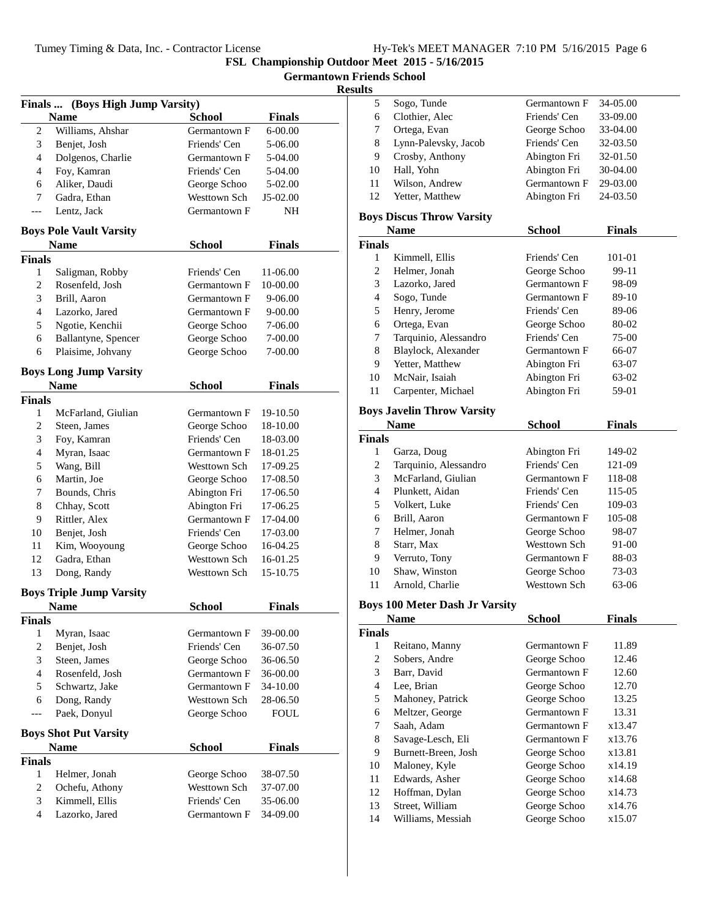FSL Championship Outdoor Meet 2015 - 5/16/2015

Germantown Friends School

Results

### Finals ... (Boys High Jump Varsity)

| | Name | School | Finals |
|---|---|---|---|
| 2 | Williams, Ahshar | Germantown F | 6-00.00 |
| 3 | Benjet, Josh | Friends' Cen | 5-06.00 |
| 4 | Dolgenos, Charlie | Germantown F | 5-04.00 |
| 4 | Foy, Kamran | Friends' Cen | 5-04.00 |
| 6 | Aliker, Daudi | George Schoo | 5-02.00 |
| 7 | Gadra, Ethan | Westtown Sch | J5-02.00 |
| --- | Lentz, Jack | Germantown F | NH |

### Boys Pole Vault Varsity

| | Name | School | Finals |
|---|---|---|---|
| **Finals** | | | |
| 1 | Saligman, Robby | Friends' Cen | 11-06.00 |
| 2 | Rosenfeld, Josh | Germantown F | 10-00.00 |
| 3 | Brill, Aaron | Germantown F | 9-06.00 |
| 4 | Lazorko, Jared | Germantown F | 9-00.00 |
| 5 | Ngotie, Kenchii | George Schoo | 7-06.00 |
| 6 | Ballantyne, Spencer | George Schoo | 7-00.00 |
| 6 | Plaisime, Johvany | George Schoo | 7-00.00 |

### Boys Long Jump Varsity

| | Name | School | Finals |
|---|---|---|---|
| **Finals** | | | |
| 1 | McFarland, Giulian | Germantown F | 19-10.50 |
| 2 | Steen, James | George Schoo | 18-10.00 |
| 3 | Foy, Kamran | Friends' Cen | 18-03.00 |
| 4 | Myran, Isaac | Germantown F | 18-01.25 |
| 5 | Wang, Bill | Westtown Sch | 17-09.25 |
| 6 | Martin, Joe | George Schoo | 17-08.50 |
| 7 | Bounds, Chris | Abington Fri | 17-06.50 |
| 8 | Chhay, Scott | Abington Fri | 17-06.25 |
| 9 | Rittler, Alex | Germantown F | 17-04.00 |
| 10 | Benjet, Josh | Friends' Cen | 17-03.00 |
| 11 | Kim, Wooyoung | George Schoo | 16-04.25 |
| 12 | Gadra, Ethan | Westtown Sch | 16-01.25 |
| 13 | Dong, Randy | Westtown Sch | 15-10.75 |

### Boys Triple Jump Varsity

| | Name | School | Finals |
|---|---|---|---|
| **Finals** | | | |
| 1 | Myran, Isaac | Germantown F | 39-00.00 |
| 2 | Benjet, Josh | Friends' Cen | 36-07.50 |
| 3 | Steen, James | George Schoo | 36-06.50 |
| 4 | Rosenfeld, Josh | Germantown F | 36-00.00 |
| 5 | Schwartz, Jake | Germantown F | 34-10.00 |
| 6 | Dong, Randy | Westtown Sch | 28-06.50 |
| --- | Paek, Donyul | George Schoo | FOUL |

### Boys Shot Put Varsity

| | Name | School | Finals |
|---|---|---|---|
| **Finals** | | | |
| 1 | Helmer, Jonah | George Schoo | 38-07.50 |
| 2 | Ochefu, Athony | Westtown Sch | 37-07.00 |
| 3 | Kimmell, Ellis | Friends' Cen | 35-06.00 |
| 4 | Lazorko, Jared | Germantown F | 34-09.00 |
| 5 | Sogo, Tunde | Germantown F | 34-05.00 |
| 6 | Clothier, Alec | Friends' Cen | 33-09.00 |
| 7 | Ortega, Evan | George Schoo | 33-04.00 |
| 8 | Lynn-Palevsky, Jacob | Friends' Cen | 32-03.50 |
| 9 | Crosby, Anthony | Abington Fri | 32-01.50 |
| 10 | Hall, Yohn | Abington Fri | 30-04.00 |
| 11 | Wilson, Andrew | Germantown F | 29-03.00 |
| 12 | Yetter, Matthew | Abington Fri | 24-03.50 |

### Boys Discus Throw Varsity

| | Name | School | Finals |
|---|---|---|---|
| **Finals** | | | |
| 1 | Kimmell, Ellis | Friends' Cen | 101-01 |
| 2 | Helmer, Jonah | George Schoo | 99-11 |
| 3 | Lazorko, Jared | Germantown F | 98-09 |
| 4 | Sogo, Tunde | Germantown F | 89-10 |
| 5 | Henry, Jerome | Friends' Cen | 89-06 |
| 6 | Ortega, Evan | George Schoo | 80-02 |
| 7 | Tarquinio, Alessandro | Friends' Cen | 75-00 |
| 8 | Blaylock, Alexander | Germantown F | 66-07 |
| 9 | Yetter, Matthew | Abington Fri | 63-07 |
| 10 | McNair, Isaiah | Abington Fri | 63-02 |
| 11 | Carpenter, Michael | Abington Fri | 59-01 |

### Boys Javelin Throw Varsity

| | Name | School | Finals |
|---|---|---|---|
| **Finals** | | | |
| 1 | Garza, Doug | Abington Fri | 149-02 |
| 2 | Tarquinio, Alessandro | Friends' Cen | 121-09 |
| 3 | McFarland, Giulian | Germantown F | 118-08 |
| 4 | Plunkett, Aidan | Friends' Cen | 115-05 |
| 5 | Volkert, Luke | Friends' Cen | 109-03 |
| 6 | Brill, Aaron | Germantown F | 105-08 |
| 7 | Helmer, Jonah | George Schoo | 98-07 |
| 8 | Starr, Max | Westtown Sch | 91-00 |
| 9 | Verruto, Tony | Germantown F | 88-03 |
| 10 | Shaw, Winston | George Schoo | 73-03 |
| 11 | Arnold, Charlie | Westtown Sch | 63-06 |

### Boys 100 Meter Dash Jr Varsity

| | Name | School | Finals |
|---|---|---|---|
| **Finals** | | | |
| 1 | Reitano, Manny | Germantown F | 11.89 |
| 2 | Sobers, Andre | George Schoo | 12.46 |
| 3 | Barr, David | Germantown F | 12.60 |
| 4 | Lee, Brian | George Schoo | 12.70 |
| 5 | Mahoney, Patrick | George Schoo | 13.25 |
| 6 | Meltzer, George | Germantown F | 13.31 |
| 7 | Saah, Adam | Germantown F | x13.47 |
| 8 | Savage-Lesch, Eli | Germantown F | x13.76 |
| 9 | Burnett-Breen, Josh | George Schoo | x13.81 |
| 10 | Maloney, Kyle | George Schoo | x14.19 |
| 11 | Edwards, Asher | George Schoo | x14.68 |
| 12 | Hoffman, Dylan | George Schoo | x14.73 |
| 13 | Street, William | George Schoo | x14.76 |
| 14 | Williams, Messiah | George Schoo | x15.07 |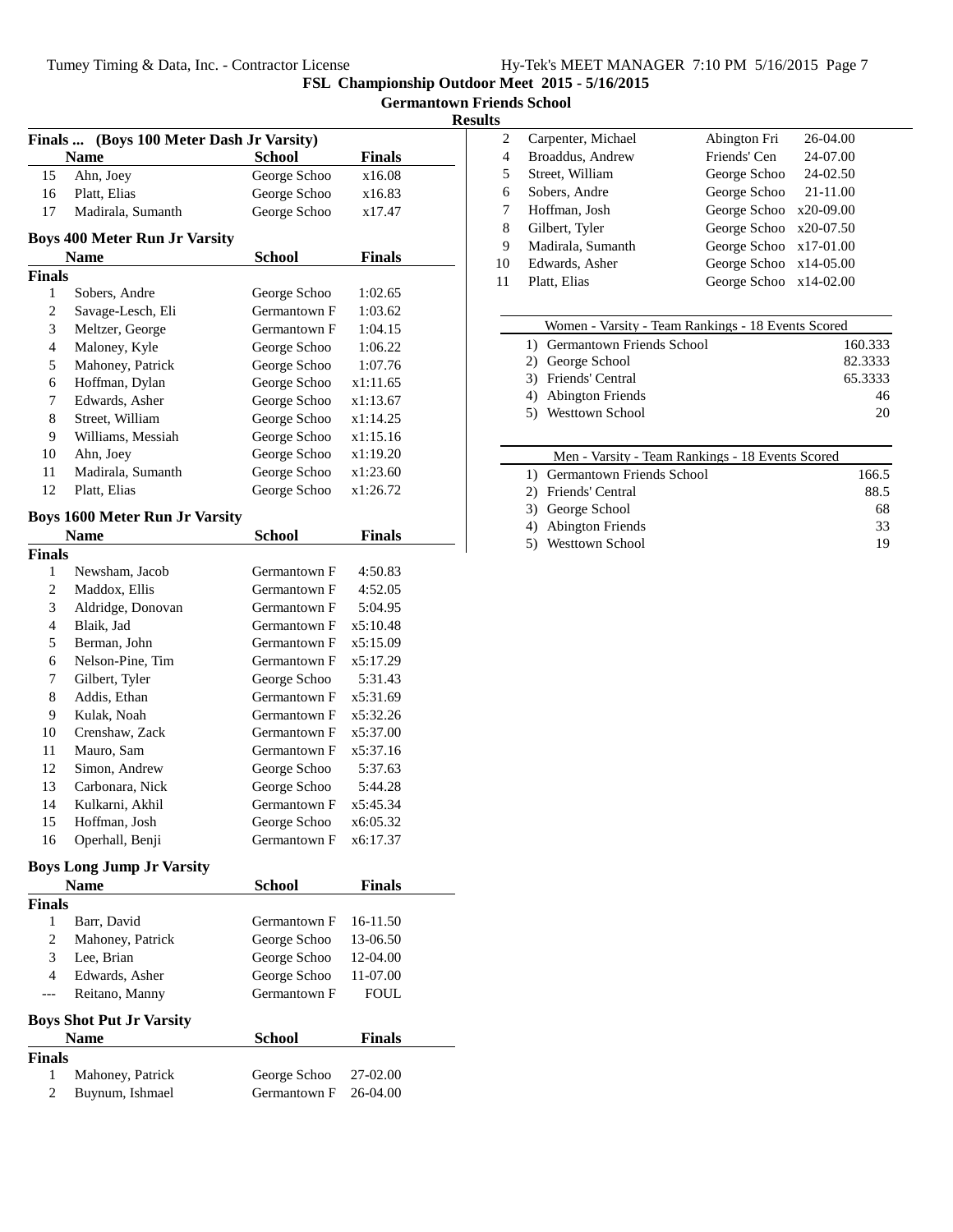**FSL Championship Outdoor Meet 2015 - 5/16/2015**

**Germantown Friends School**

**Results**

### Finals ... (Boys 100 Meter Dash Jr Varsity)

| | Name | School | Finals |
|---|---|---|---|
| 15 | Ahn, Joey | George Schoo | x16.08 |
| 16 | Platt, Elias | George Schoo | x16.83 |
| 17 | Madirala, Sumanth | George Schoo | x17.47 |

### Boys 400 Meter Run Jr Varsity

| | Name | School | Finals |
|---|---|---|---|
| **Finals** | | | |
| 1 | Sobers, Andre | George Schoo | 1:02.65 |
| 2 | Savage-Lesch, Eli | Germantown F | 1:03.62 |
| 3 | Meltzer, George | Germantown F | 1:04.15 |
| 4 | Maloney, Kyle | George Schoo | 1:06.22 |
| 5 | Mahoney, Patrick | George Schoo | 1:07.76 |
| 6 | Hoffman, Dylan | George Schoo | x1:11.65 |
| 7 | Edwards, Asher | George Schoo | x1:13.67 |
| 8 | Street, William | George Schoo | x1:14.25 |
| 9 | Williams, Messiah | George Schoo | x1:15.16 |
| 10 | Ahn, Joey | George Schoo | x1:19.20 |
| 11 | Madirala, Sumanth | George Schoo | x1:23.60 |
| 12 | Platt, Elias | George Schoo | x1:26.72 |

### Boys 1600 Meter Run Jr Varsity

| | Name | School | Finals |
|---|---|---|---|
| **Finals** | | | |
| 1 | Newsham, Jacob | Germantown F | 4:50.83 |
| 2 | Maddox, Ellis | Germantown F | 4:52.05 |
| 3 | Aldridge, Donovan | Germantown F | 5:04.95 |
| 4 | Blaik, Jad | Germantown F | x5:10.48 |
| 5 | Berman, John | Germantown F | x5:15.09 |
| 6 | Nelson-Pine, Tim | Germantown F | x5:17.29 |
| 7 | Gilbert, Tyler | George Schoo | 5:31.43 |
| 8 | Addis, Ethan | Germantown F | x5:31.69 |
| 9 | Kulak, Noah | Germantown F | x5:32.26 |
| 10 | Crenshaw, Zack | Germantown F | x5:37.00 |
| 11 | Mauro, Sam | Germantown F | x5:37.16 |
| 12 | Simon, Andrew | George Schoo | 5:37.63 |
| 13 | Carbonara, Nick | George Schoo | 5:44.28 |
| 14 | Kulkarni, Akhil | Germantown F | x5:45.34 |
| 15 | Hoffman, Josh | George Schoo | x6:05.32 |
| 16 | Operhall, Benji | Germantown F | x6:17.37 |

### Boys Long Jump Jr Varsity

| | Name | School | Finals |
|---|---|---|---|
| **Finals** | | | |
| 1 | Barr, David | Germantown F | 16-11.50 |
| 2 | Mahoney, Patrick | George Schoo | 13-06.50 |
| 3 | Lee, Brian | George Schoo | 12-04.00 |
| 4 | Edwards, Asher | George Schoo | 11-07.00 |
| --- | Reitano, Manny | Germantown F | FOUL |

### Boys Shot Put Jr Varsity

| | Name | School | Finals |
|---|---|---|---|
| **Finals** | | | |
| 1 | Mahoney, Patrick | George Schoo | 27-02.00 |
| 2 | Buynum, Ishmael | Germantown F | 26-04.00 |
| 3 | Carpenter, Michael | Abington Fri | 26-04.00 |
| 4 | Broaddus, Andrew | Friends' Cen | 24-07.00 |
| 5 | Street, William | George Schoo | 24-02.50 |
| 6 | Sobers, Andre | George Schoo | 21-11.00 |
| 7 | Hoffman, Josh | George Schoo | x20-09.00 |
| 8 | Gilbert, Tyler | George Schoo | x20-07.50 |
| 9 | Madirala, Sumanth | George Schoo | x17-01.00 |
| 10 | Edwards, Asher | George Schoo | x14-05.00 |
| 11 | Platt, Elias | George Schoo | x14-02.00 |

### Women - Varsity - Team Rankings - 18 Events Scored

| | | |
|---|---|---|
| 1) | Germantown Friends School | 160.333 |
| 2) | George School | 82.3333 |
| 3) | Friends' Central | 65.3333 |
| 4) | Abington Friends | 46 |
| 5) | Westtown School | 20 |

### Men - Varsity - Team Rankings - 18 Events Scored

| | | |
|---|---|---|
| 1) | Germantown Friends School | 166.5 |
| 2) | Friends' Central | 88.5 |
| 3) | George School | 68 |
| 4) | Abington Friends | 33 |
| 5) | Westtown School | 19 |